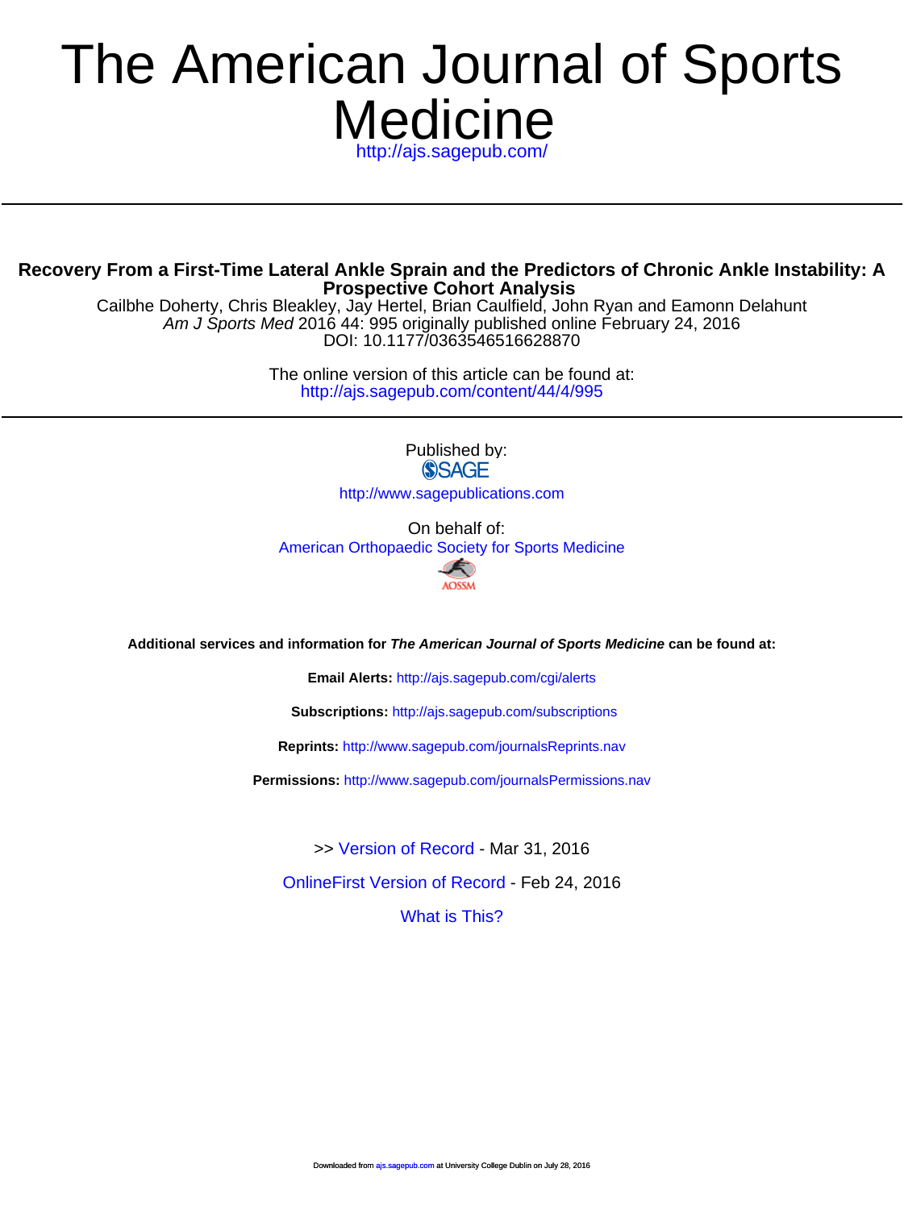# The American Journal of Sports Medicine

http://ajs.sagepub.com/

## Recovery From a First-Time Lateral Ankle Sprain and the Predictors of Chronic Ankle Instability: A Prospective Cohort Analysis

Cailbhe Doherty, Chris Bleakley, Jay Hertel, Brian Caulfield, John Ryan and Eamonn Delahunt

*Am J Sports Med* 2016 44: 995 originally published online February 24, 2016

DOI: 10.1177/0363546516628870

The online version of this article can be found at:
http://ajs.sagepub.com/content/44/4/995

Published by:
SAGE
http://www.sagepublications.com

On behalf of:
American Orthopaedic Society for Sports Medicine

AOSSM

**Additional services and information for *The American Journal of Sports Medicine* can be found at:**

**Email Alerts:** http://ajs.sagepub.com/cgi/alerts

**Subscriptions:** http://ajs.sagepub.com/subscriptions

**Reprints:** http://www.sagepub.com/journalsReprints.nav

**Permissions:** http://www.sagepub.com/journalsPermissions.nav

>> Version of Record - Mar 31, 2016

OnlineFirst Version of Record - Feb 24, 2016

What is This?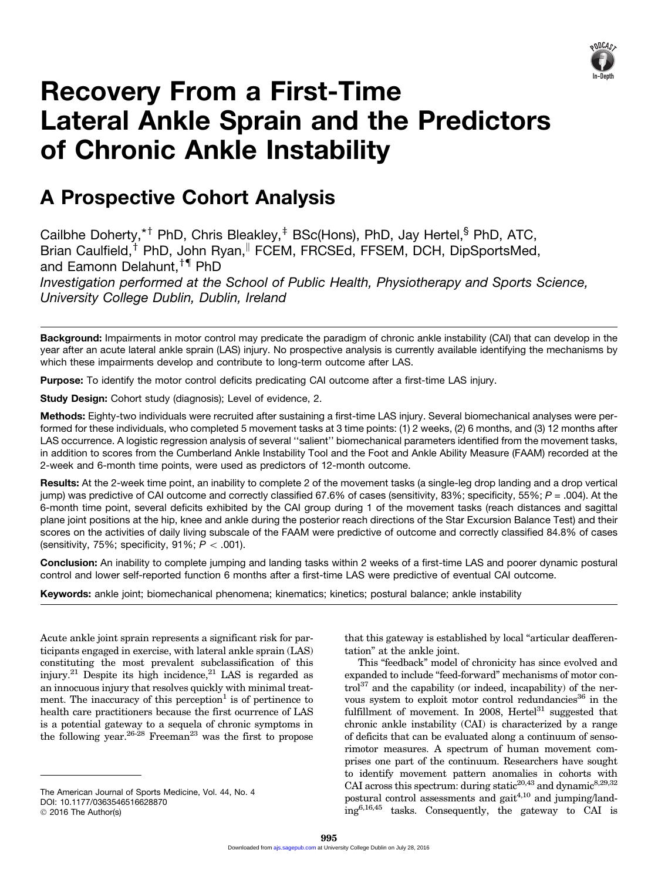# Recovery From a First-Time Lateral Ankle Sprain and the Predictors of Chronic Ankle Instability

## A Prospective Cohort Analysis

Cailbhe Doherty,*† PhD, Chris Bleakley,‡ BSc(Hons), PhD, Jay Hertel,§ PhD, ATC, Brian Caulfield,† PhD, John Ryan,‖ FCEM, FRCSEd, FFSEM, DCH, DipSportsMed, and Eamonn Delahunt,†¶ PhD

*Investigation performed at the School of Public Health, Physiotherapy and Sports Science, University College Dublin, Dublin, Ireland*

---

**Background:** Impairments in motor control may predicate the paradigm of chronic ankle instability (CAI) that can develop in the year after an acute lateral ankle sprain (LAS) injury. No prospective analysis is currently available identifying the mechanisms by which these impairments develop and contribute to long-term outcome after LAS.

**Purpose:** To identify the motor control deficits predicating CAI outcome after a first-time LAS injury.

**Study Design:** Cohort study (diagnosis); Level of evidence, 2.

**Methods:** Eighty-two individuals were recruited after sustaining a first-time LAS injury. Several biomechanical analyses were performed for these individuals, who completed 5 movement tasks at 3 time points: (1) 2 weeks, (2) 6 months, and (3) 12 months after LAS occurrence. A logistic regression analysis of several ''salient'' biomechanical parameters identified from the movement tasks, in addition to scores from the Cumberland Ankle Instability Tool and the Foot and Ankle Ability Measure (FAAM) recorded at the 2-week and 6-month time points, were used as predictors of 12-month outcome.

**Results:** At the 2-week time point, an inability to complete 2 of the movement tasks (a single-leg drop landing and a drop vertical jump) was predictive of CAI outcome and correctly classified 67.6% of cases (sensitivity, 83%; specificity, 55%; $P = .004$). At the 6-month time point, several deficits exhibited by the CAI group during 1 of the movement tasks (reach distances and sagittal plane joint positions at the hip, knee and ankle during the posterior reach directions of the Star Excursion Balance Test) and their scores on the activities of daily living subscale of the FAAM were predictive of outcome and correctly classified 84.8% of cases (sensitivity, 75%; specificity, 91%; $P < .001$).

**Conclusion:** An inability to complete jumping and landing tasks within 2 weeks of a first-time LAS and poorer dynamic postural control and lower self-reported function 6 months after a first-time LAS were predictive of eventual CAI outcome.

**Keywords:** ankle joint; biomechanical phenomena; kinematics; kinetics; postural balance; ankle instability

---

Acute ankle joint sprain represents a significant risk for participants engaged in exercise, with lateral ankle sprain (LAS) constituting the most prevalent subclassification of this injury.[21] Despite its high incidence,[21] LAS is regarded as an innocuous injury that resolves quickly with minimal treatment. The inaccuracy of this perception[1] is of pertinence to health care practitioners because the first ocurrence of LAS is a potential gateway to a sequela of chronic symptoms in the following year.[26-28] Freeman[23] was the first to propose that this gateway is established by local "articular deafferentation" at the ankle joint.

This "feedback" model of chronicity has since evolved and expanded to include "feed-forward" mechanisms of motor control[37] and the capability (or indeed, incapability) of the nervous system to exploit motor control redundancies[36] in the fulfillment of movement. In 2008, Hertel[31] suggested that chronic ankle instability (CAI) is characterized by a range of deficits that can be evaluated along a continuum of sensorimotor measures. A spectrum of human movement comprises one part of the continuum. Researchers have sought to identify movement pattern anomalies in cohorts with CAI across this spectrum: during static[20,43] and dynamic[8,29,32] postural control assessments and gait[4,10] and jumping/landing[6,16,45] tasks. Consequently, the gateway to CAI is

The American Journal of Sports Medicine, Vol. 44, No. 4
DOI: 10.1177/0363546516628870
© 2016 The Author(s)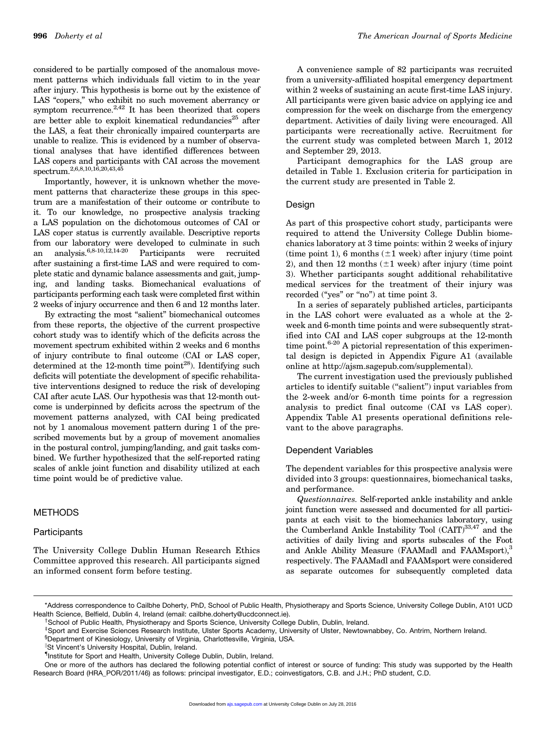considered to be partially composed of the anomalous movement patterns which individuals fall victim to in the year after injury. This hypothesis is borne out by the existence of LAS "copers," who exhibit no such movement aberrancy or symptom recurrence.[2,42] It has been theorized that copers are better able to exploit kinematical redundancies[25] after the LAS, a feat their chronically impaired counterparts are unable to realize. This is evidenced by a number of observational analyses that have identified differences between LAS copers and participants with CAI across the movement spectrum.[2,6,8,10,16,20,43,45]

Importantly, however, it is unknown whether the movement patterns that characterize these groups in this spectrum are a manifestation of their outcome or contribute to it. To our knowledge, no prospective analysis tracking a LAS population on the dichotomous outcomes of CAI or LAS coper status is currently available. Descriptive reports from our laboratory were developed to culminate in such an analysis.[6,8-10,12,14-20] Participants were recruited after sustaining a first-time LAS and were required to complete static and dynamic balance assessments and gait, jumping, and landing tasks. Biomechanical evaluations of participants performing each task were completed first within 2 weeks of injury occurrence and then 6 and 12 months later.

By extracting the most "salient" biomechanical outcomes from these reports, the objective of the current prospective cohort study was to identify which of the deficits across the movement spectrum exhibited within 2 weeks and 6 months of injury contribute to final outcome (CAI or LAS coper, determined at the 12-month time point[28]). Identifying such deficits will potentiate the development of specific rehabilitative interventions designed to reduce the risk of developing CAI after acute LAS. Our hypothesis was that 12-month outcome is underpinned by deficits across the spectrum of the movement patterns analyzed, with CAI being predicated not by 1 anomalous movement pattern during 1 of the prescribed movements but by a group of movement anomalies in the postural control, jumping/landing, and gait tasks combined. We further hypothesized that the self-reported rating scales of ankle joint function and disability utilized at each time point would be of predictive value.

## METHODS

### Participants

The University College Dublin Human Research Ethics Committee approved this research. All participants signed an informed consent form before testing.

A convenience sample of 82 participants was recruited from a university-affiliated hospital emergency department within 2 weeks of sustaining an acute first-time LAS injury. All participants were given basic advice on applying ice and compression for the week on discharge from the emergency department. Activities of daily living were encouraged. All participants were recreationally active. Recruitment for the current study was completed between March 1, 2012 and September 29, 2013.

Participant demographics for the LAS group are detailed in Table 1. Exclusion criteria for participation in the current study are presented in Table 2.

### Design

As part of this prospective cohort study, participants were required to attend the University College Dublin biomechanics laboratory at 3 time points: within 2 weeks of injury (time point 1), 6 months ($\pm$1 week) after injury (time point 2), and then 12 months ($\pm$1 week) after injury (time point 3). Whether participants sought additional rehabilitative medical services for the treatment of their injury was recorded ("yes" or "no") at time point 3.

In a series of separately published articles, participants in the LAS cohort were evaluated as a whole at the 2-week and 6-month time points and were subsequently stratified into CAI and LAS coper subgroups at the 12-month time point.[6-20] A pictorial representation of this experimental design is depicted in Appendix Figure A1 (available online at http://ajsm.sagepub.com/supplemental).

The current investigation used the previously published articles to identify suitable ("salient") input variables from the 2-week and/or 6-month time points for a regression analysis to predict final outcome (CAI vs LAS coper). Appendix Table A1 presents operational definitions relevant to the above paragraphs.

### Dependent Variables

The dependent variables for this prospective analysis were divided into 3 groups: questionnaires, biomechanical tasks, and performance.

*Questionnaires.* Self-reported ankle instability and ankle joint function were assessed and documented for all participants at each visit to the biomechanics laboratory, using the Cumberland Ankle Instability Tool (CAIT)[33,47] and the activities of daily living and sports subscales of the Foot and Ankle Ability Measure (FAAMadl and FAAMsport),[3] respectively. The FAAMadl and FAAMsport were considered as separate outcomes for subsequently completed data

*Address correspondence to Cailbhe Doherty, PhD, School of Public Health, Physiotherapy and Sports Science, University College Dublin, A101 UCD Health Science, Belfield, Dublin 4, Ireland (email: cailbhe.doherty@ucdconnect.ie).

†School of Public Health, Physiotherapy and Sports Science, University College Dublin, Dublin, Ireland.

‡Sport and Exercise Sciences Research Institute, Ulster Sports Academy, University of Ulster, Newtownabbey, Co. Antrim, Northern Ireland.

§Department of Kinesiology, University of Virginia, Charlottesville, Virginia, USA.

||St Vincent's University Hospital, Dublin, Ireland.

¶Institute for Sport and Health, University College Dublin, Dublin, Ireland.

One or more of the authors has declared the following potential conflict of interest or source of funding: This study was supported by the Health Research Board (HRA_POR/2011/46) as follows: principal investigator, E.D.; coinvestigators, C.B. and J.H.; PhD student, C.D.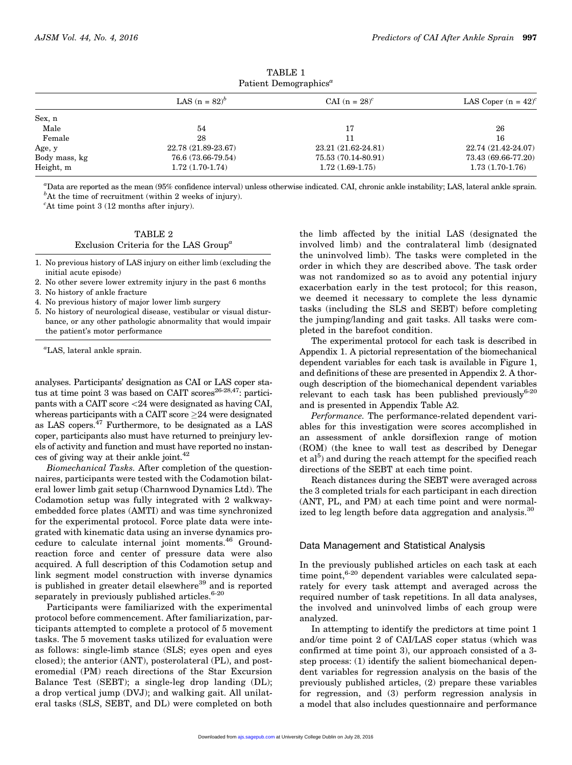TABLE 1
Patient Demographics[a]

| | LAS (n = 82)[b] | CAI (n = 28)[c] | LAS Coper (n = 42)[c] |
|---|---|---|---|
| Sex, n | | | |
| Male | 54 | 17 | 26 |
| Female | 28 | 11 | 16 |
| Age, y | 22.78 (21.89-23.67) | 23.21 (21.62-24.81) | 22.74 (21.42-24.07) |
| Body mass, kg | 76.6 (73.66-79.54) | 75.53 (70.14-80.91) | 73.43 (69.66-77.20) |
| Height, m | 1.72 (1.70-1.74) | 1.72 (1.69-1.75) | 1.73 (1.70-1.76) |

[a]Data are reported as the mean (95% confidence interval) unless otherwise indicated. CAI, chronic ankle instability; LAS, lateral ankle sprain.
[b]At the time of recruitment (within 2 weeks of injury).
[c]At time point 3 (12 months after injury).

TABLE 2
Exclusion Criteria for the LAS Group[a]

1. No previous history of LAS injury on either limb (excluding the initial acute episode)
2. No other severe lower extremity injury in the past 6 months
3. No history of ankle fracture
4. No previous history of major lower limb surgery
5. No history of neurological disease, vestibular or visual disturbance, or any other pathologic abnormality that would impair the patient's motor performance

[a]LAS, lateral ankle sprain.

analyses. Participants' designation as CAI or LAS coper status at time point 3 was based on CAIT scores[26-28,47]: participants with a CAIT score <24 were designated as having CAI, whereas participants with a CAIT score ≥24 were designated as LAS copers.[47] Furthermore, to be designated as a LAS coper, participants also must have returned to preinjury levels of activity and function and must have reported no instances of giving way at their ankle joint.[42]

*Biomechanical Tasks.* After completion of the questionnaires, participants were tested with the Codamotion bilateral lower limb gait setup (Charnwood Dynamics Ltd). The Codamotion setup was fully integrated with 2 walkway-embedded force plates (AMTI) and was time synchronized for the experimental protocol. Force plate data were integrated with kinematic data using an inverse dynamics procedure to calculate internal joint moments.[46] Ground-reaction force and center of pressure data were also acquired. A full description of this Codamotion setup and link segment model construction with inverse dynamics is published in greater detail elsewhere[39] and is reported separately in previously published articles.[6-20]

Participants were familiarized with the experimental protocol before commencement. After familiarization, participants attempted to complete a protocol of 5 movement tasks. The 5 movement tasks utilized for evaluation were as follows: single-limb stance (SLS; eyes open and eyes closed); the anterior (ANT), posterolateral (PL), and posteromedial (PM) reach directions of the Star Excursion Balance Test (SEBT); a single-leg drop landing (DL); a drop vertical jump (DVJ); and walking gait. All unilateral tasks (SLS, SEBT, and DL) were completed on both the limb affected by the initial LAS (designated the involved limb) and the contralateral limb (designated the uninvolved limb). The tasks were completed in the order in which they are described above. The task order was not randomized so as to avoid any potential injury exacerbation early in the test protocol; for this reason, we deemed it necessary to complete the less dynamic tasks (including the SLS and SEBT) before completing the jumping/landing and gait tasks. All tasks were completed in the barefoot condition.

The experimental protocol for each task is described in Appendix 1. A pictorial representation of the biomechanical dependent variables for each task is available in Figure 1, and definitions of these are presented in Appendix 2. A thorough description of the biomechanical dependent variables relevant to each task has been published previously[6-20] and is presented in Appendix Table A2.

*Performance.* The performance-related dependent variables for this investigation were scores accomplished in an assessment of ankle dorsiflexion range of motion (ROM) (the knee to wall test as described by Denegar et al[5]) and during the reach attempt for the specified reach directions of the SEBT at each time point.

Reach distances during the SEBT were averaged across the 3 completed trials for each participant in each direction (ANT, PL, and PM) at each time point and were normalized to leg length before data aggregation and analysis.[30]

## Data Management and Statistical Analysis

In the previously published articles on each task at each time point,[6-20] dependent variables were calculated separately for every task attempt and averaged across the required number of task repetitions. In all data analyses, the involved and uninvolved limbs of each group were analyzed.

In attempting to identify the predictors at time point 1 and/or time point 2 of CAI/LAS coper status (which was confirmed at time point 3), our approach consisted of a 3-step process: (1) identify the salient biomechanical dependent variables for regression analysis on the basis of the previously published articles, (2) prepare these variables for regression, and (3) perform regression analysis in a model that also includes questionnaire and performance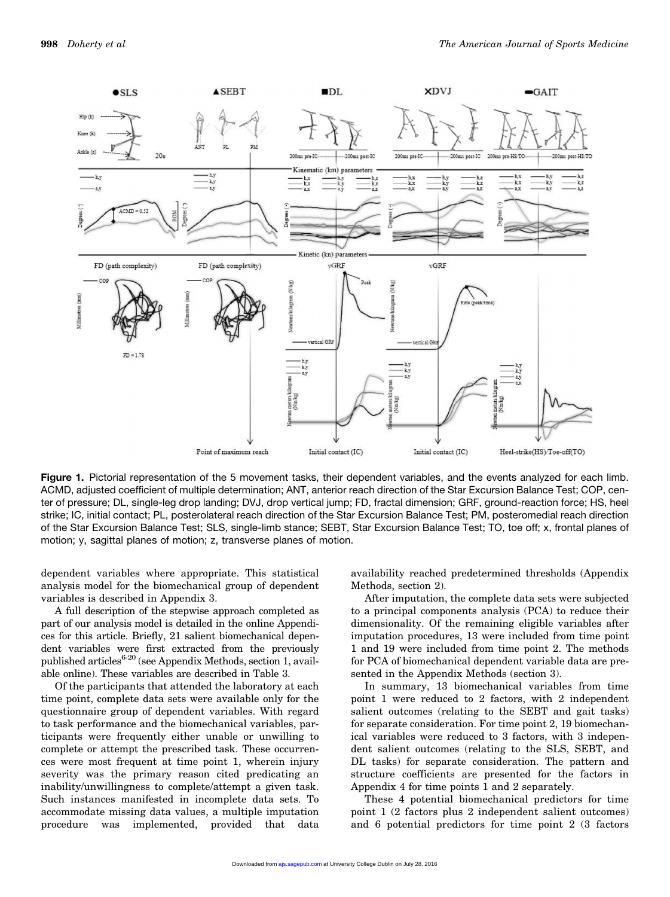**Figure 1.** Pictorial representation of the 5 movement tasks, their dependent variables, and the events analyzed for each limb. ACMD, adjusted coefficient of multiple determination; ANT, anterior reach direction of the Star Excursion Balance Test; COP, center of pressure; DL, single-leg drop landing; DVJ, drop vertical jump; FD, fractal dimension; GRF, ground-reaction force; HS, heel strike; IC, initial contact; PL, posterolateral reach direction of the Star Excursion Balance Test; PM, posteromedial reach direction of the Star Excursion Balance Test; SLS, single-limb stance; SEBT, Star Excursion Balance Test; TO, toe off; x, frontal planes of motion; y, sagittal planes of motion; z, transverse planes of motion.

dependent variables where appropriate. This statistical analysis model for the biomechanical group of dependent variables is described in Appendix 3.

A full description of the stepwise approach completed as part of our analysis model is detailed in the online Appendices for this article. Briefly, 21 salient biomechanical dependent variables were first extracted from the previously published articles[6-20] (see Appendix Methods, section 1, available online). These variables are described in Table 3.

Of the participants that attended the laboratory at each time point, complete data sets were available only for the questionnaire group of dependent variables. With regard to task performance and the biomechanical variables, participants were frequently either unable or unwilling to complete or attempt the prescribed task. These occurrences were most frequent at time point 1, wherein injury severity was the primary reason cited predicating an inability/unwillingness to complete/attempt a given task. Such instances manifested in incomplete data sets. To accommodate missing data values, a multiple imputation procedure was implemented, provided that data availability reached predetermined thresholds (Appendix Methods, section 2).

After imputation, the complete data sets were subjected to a principal components analysis (PCA) to reduce their dimensionality. Of the remaining eligible variables after imputation procedures, 13 were included from time point 1 and 19 were included from time point 2. The methods for PCA of biomechanical dependent variable data are presented in the Appendix Methods (section 3).

In summary, 13 biomechanical variables from time point 1 were reduced to 2 factors, with 2 independent salient outcomes (relating to the SEBT and gait tasks) for separate consideration. For time point 2, 19 biomechanical variables were reduced to 3 factors, with 3 independent salient outcomes (relating to the SLS, SEBT, and DL tasks) for separate consideration. The pattern and structure coefficients are presented for the factors in Appendix 4 for time points 1 and 2 separately.

These 4 potential biomechanical predictors for time point 1 (2 factors plus 2 independent salient outcomes) and 6 potential predictors for time point 2 (3 factors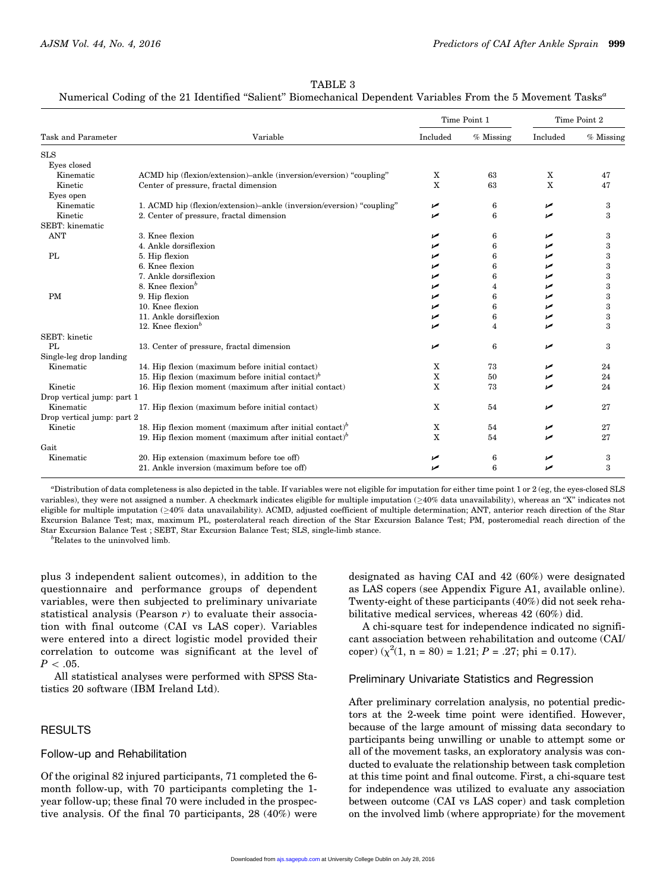TABLE 3

Numerical Coding of the 21 Identified "Salient" Biomechanical Dependent Variables From the 5 Movement Tasks[a]

| Task and Parameter | Variable | Time Point 1 | | Time Point 2 | |
|---|---|---|---|---|---|
| | | Included | % Missing | Included | % Missing |
| SLS | | | | | |
| Eyes closed | | | | | |
| Kinematic | ACMD hip (flexion/extension)–ankle (inversion/eversion) "coupling" | X | 63 | X | 47 |
| Kinetic | Center of pressure, fractal dimension | X | 63 | X | 47 |
| Eyes open | | | | | |
| Kinematic | 1. ACMD hip (flexion/extension)–ankle (inversion/eversion) "coupling" | ✓ | 6 | ✓ | 3 |
| Kinetic | 2. Center of pressure, fractal dimension | ✓ | 6 | ✓ | 3 |
| SEBT: kinematic | | | | | |
| ANT | 3. Knee flexion | ✓ | 6 | ✓ | 3 |
| | 4. Ankle dorsiflexion | ✓ | 6 | ✓ | 3 |
| PL | 5. Hip flexion | ✓ | 6 | ✓ | 3 |
| | 6. Knee flexion | ✓ | 6 | ✓ | 3 |
| | 7. Ankle dorsiflexion | ✓ | 6 | ✓ | 3 |
| | 8. Knee flexion[b] | ✓ | 4 | ✓ | 3 |
| PM | 9. Hip flexion | ✓ | 6 | ✓ | 3 |
| | 10. Knee flexion | ✓ | 6 | ✓ | 3 |
| | 11. Ankle dorsiflexion | ✓ | 6 | ✓ | 3 |
| | 12. Knee flexion[b] | ✓ | 4 | ✓ | 3 |
| SEBT: kinetic | | | | | |
| PL | 13. Center of pressure, fractal dimension | ✓ | 6 | ✓ | 3 |
| Single-leg drop landing | | | | | |
| Kinematic | 14. Hip flexion (maximum before initial contact) | X | 73 | ✓ | 24 |
| | 15. Hip flexion (maximum before initial contact)[b] | X | 50 | ✓ | 24 |
| Kinetic | 16. Hip flexion moment (maximum after initial contact) | X | 73 | ✓ | 24 |
| Drop vertical jump: part 1 | | | | | |
| Kinematic | 17. Hip flexion (maximum before initial contact) | X | 54 | ✓ | 27 |
| Drop vertical jump: part 2 | | | | | |
| Kinetic | 18. Hip flexion moment (maximum after initial contact)[b] | X | 54 | ✓ | 27 |
| | 19. Hip flexion moment (maximum after initial contact)[b] | X | 54 | ✓ | 27 |
| Gait | | | | | |
| Kinematic | 20. Hip extension (maximum before toe off) | ✓ | 6 | ✓ | 3 |
| | 21. Ankle inversion (maximum before toe off) | ✓ | 6 | ✓ | 3 |

[a]Distribution of data completeness is also depicted in the table. If variables were not eligible for imputation for either time point 1 or 2 (eg, the eyes-closed SLS variables), they were not assigned a number. A checkmark indicates eligible for multiple imputation (≥40% data unavailability), whereas an "X" indicates not eligible for multiple imputation (≥40% data unavailability). ACMD, adjusted coefficient of multiple determination; ANT, anterior reach direction of the Star Excursion Balance Test; max, maximum PL, posterolateral reach direction of the Star Excursion Balance Test; PM, posteromedial reach direction of the Star Excursion Balance Test ; SEBT, Star Excursion Balance Test; SLS, single-limb stance.

[b]Relates to the uninvolved limb.

plus 3 independent salient outcomes), in addition to the questionnaire and performance groups of dependent variables, were then subjected to preliminary univariate statistical analysis (Pearson $r$) to evaluate their association with final outcome (CAI vs LAS coper). Variables were entered into a direct logistic model provided their correlation to outcome was significant at the level of $P < .05$.

All statistical analyses were performed with SPSS Statistics 20 software (IBM Ireland Ltd).

## RESULTS

### Follow-up and Rehabilitation

Of the original 82 injured participants, 71 completed the 6-month follow-up, with 70 participants completing the 1-year follow-up; these final 70 were included in the prospective analysis. Of the final 70 participants, 28 (40%) were designated as having CAI and 42 (60%) were designated as LAS copers (see Appendix Figure A1, available online). Twenty-eight of these participants (40%) did not seek rehabilitative medical services, whereas 42 (60%) did.

A chi-square test for independence indicated no significant association between rehabilitation and outcome (CAI/coper) ($\chi^2(1, n = 80) = 1.21$; $P = .27$; phi = 0.17).

### Preliminary Univariate Statistics and Regression

After preliminary correlation analysis, no potential predictors at the 2-week time point were identified. However, because of the large amount of missing data secondary to participants being unwilling or unable to attempt some or all of the movement tasks, an exploratory analysis was conducted to evaluate the relationship between task completion at this time point and final outcome. First, a chi-square test for independence was utilized to evaluate any association between outcome (CAI vs LAS coper) and task completion on the involved limb (where appropriate) for the movement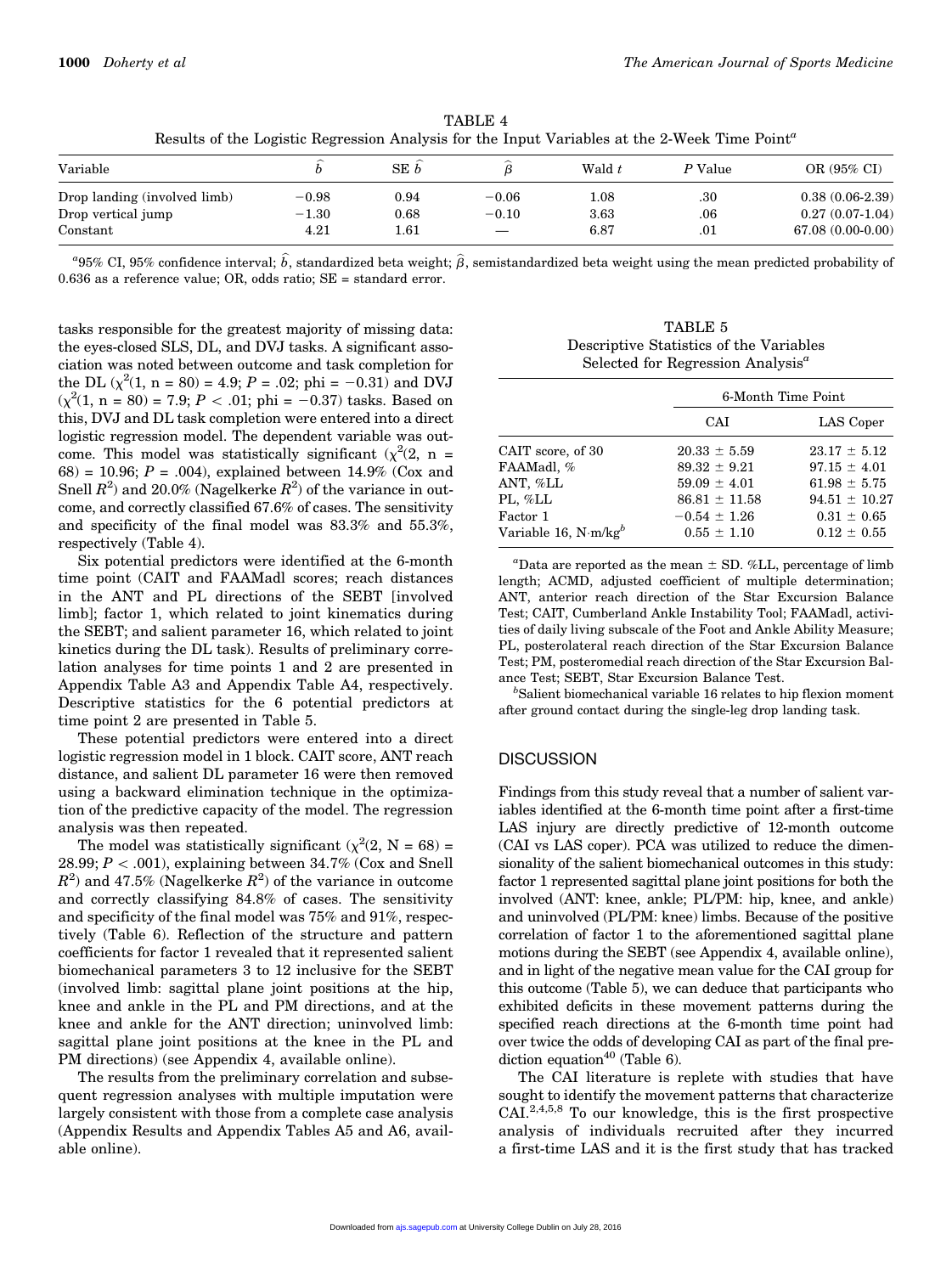TABLE 4
Results of the Logistic Regression Analysis for the Input Variables at the 2-Week Time Point[a]

| Variable | $\hat{b}$ | SE $\hat{b}$ | $\hat{\beta}$ | Wald $t$ | $P$ Value | OR (95% CI) |
|---|---|---|---|---|---|---|
| Drop landing (involved limb) | −0.98 | 0.94 | −0.06 | 1.08 | .30 | 0.38 (0.06-2.39) |
| Drop vertical jump | −1.30 | 0.68 | −0.10 | 3.63 | .06 | 0.27 (0.07-1.04) |
| Constant | 4.21 | 1.61 | — | 6.87 | .01 | 67.08 (0.00-0.00) |

[a]95% CI, 95% confidence interval; $\hat{b}$, standardized beta weight; $\hat{\beta}$, semistandardized beta weight using the mean predicted probability of 0.636 as a reference value; OR, odds ratio; SE = standard error.

tasks responsible for the greatest majority of missing data: the eyes-closed SLS, DL, and DVJ tasks. A significant association was noted between outcome and task completion for the DL ($\chi^2$(1, n = 80) = 4.9; $P$ = .02; phi = −0.31) and DVJ ($\chi^2$(1, n = 80) = 7.9; $P$ < .01; phi = −0.37) tasks. Based on this, DVJ and DL task completion were entered into a direct logistic regression model. The dependent variable was outcome. This model was statistically significant ($\chi^2$(2, n = 68) = 10.96; $P$ = .004), explained between 14.9% (Cox and Snell $R^2$) and 20.0% (Nagelkerke $R^2$) of the variance in outcome, and correctly classified 67.6% of cases. The sensitivity and specificity of the final model was 83.3% and 55.3%, respectively (Table 4).

Six potential predictors were identified at the 6-month time point (CAIT and FAAMadl scores; reach distances in the ANT and PL directions of the SEBT [involved limb]; factor 1, which related to joint kinematics during the SEBT; and salient parameter 16, which related to joint kinetics during the DL task). Results of preliminary correlation analyses for time points 1 and 2 are presented in Appendix Table A3 and Appendix Table A4, respectively. Descriptive statistics for the 6 potential predictors at time point 2 are presented in Table 5.

These potential predictors were entered into a direct logistic regression model in 1 block. CAIT score, ANT reach distance, and salient DL parameter 16 were then removed using a backward elimination technique in the optimization of the predictive capacity of the model. The regression analysis was then repeated.

The model was statistically significant ($\chi^2$(2, N = 68) = 28.99; $P$ < .001), explaining between 34.7% (Cox and Snell $R^2$) and 47.5% (Nagelkerke $R^2$) of the variance in outcome and correctly classifying 84.8% of cases. The sensitivity and specificity of the final model was 75% and 91%, respectively (Table 6). Reflection of the structure and pattern coefficients for factor 1 revealed that it represented salient biomechanical parameters 3 to 12 inclusive for the SEBT (involved limb: sagittal plane joint positions at the hip, knee and ankle in the PL and PM directions, and at the knee and ankle for the ANT direction; uninvolved limb: sagittal plane joint positions at the knee in the PL and PM directions) (see Appendix 4, available online).

The results from the preliminary correlation and subsequent regression analyses with multiple imputation were largely consistent with those from a complete case analysis (Appendix Results and Appendix Tables A5 and A6, available online).

TABLE 5
Descriptive Statistics of the Variables Selected for Regression Analysis[a]

| | 6-Month Time Point | |
|---|---|---|
| | CAI | LAS Coper |
| CAIT score, of 30 | 20.33 ± 5.59 | 23.17 ± 5.12 |
| FAAMadl, % | 89.32 ± 9.21 | 97.15 ± 4.01 |
| ANT, %LL | 59.09 ± 4.01 | 61.98 ± 5.75 |
| PL, %LL | 86.81 ± 11.58 | 94.51 ± 10.27 |
| Factor 1 | −0.54 ± 1.26 | 0.31 ± 0.65 |
| Variable 16, N·m/kg[b] | 0.55 ± 1.10 | 0.12 ± 0.55 |

[a]Data are reported as the mean ± SD. %LL, percentage of limb length; ACMD, adjusted coefficient of multiple determination; ANT, anterior reach direction of the Star Excursion Balance Test; CAIT, Cumberland Ankle Instability Tool; FAAMadl, activities of daily living subscale of the Foot and Ankle Ability Measure; PL, posterolateral reach direction of the Star Excursion Balance Test; PM, posteromedial reach direction of the Star Excursion Balance Test; SEBT, Star Excursion Balance Test.

[b]Salient biomechanical variable 16 relates to hip flexion moment after ground contact during the single-leg drop landing task.

## DISCUSSION

Findings from this study reveal that a number of salient variables identified at the 6-month time point after a first-time LAS injury are directly predictive of 12-month outcome (CAI vs LAS coper). PCA was utilized to reduce the dimensionality of the salient biomechanical outcomes in this study: factor 1 represented sagittal plane joint positions for both the involved (ANT: knee, ankle; PL/PM: hip, knee, and ankle) and uninvolved (PL/PM: knee) limbs. Because of the positive correlation of factor 1 to the aforementioned sagittal plane motions during the SEBT (see Appendix 4, available online), and in light of the negative mean value for the CAI group for this outcome (Table 5), we can deduce that participants who exhibited deficits in these movement patterns during the specified reach directions at the 6-month time point had over twice the odds of developing CAI as part of the final prediction equation[40] (Table 6).

The CAI literature is replete with studies that have sought to identify the movement patterns that characterize CAI.[2,4,5,8] To our knowledge, this is the first prospective analysis of individuals recruited after they incurred a first-time LAS and it is the first study that has tracked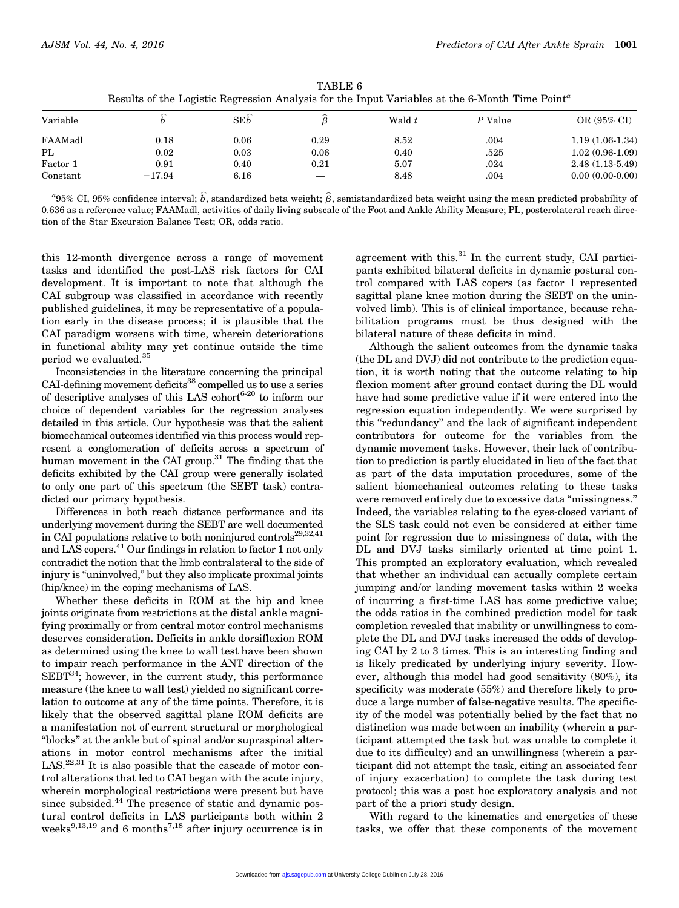TABLE 6
Results of the Logistic Regression Analysis for the Input Variables at the 6-Month Time Point[a]

| Variable | $\hat{b}$ | SE$\hat{b}$ | $\hat{\beta}$ | Wald $t$ | $P$ Value | OR (95% CI) |
|---|---|---|---|---|---|---|
| FAAMadl | 0.18 | 0.06 | 0.29 | 8.52 | .004 | 1.19 (1.06-1.34) |
| PL | 0.02 | 0.03 | 0.06 | 0.40 | .525 | 1.02 (0.96-1.09) |
| Factor 1 | 0.91 | 0.40 | 0.21 | 5.07 | .024 | 2.48 (1.13-5.49) |
| Constant | −17.94 | 6.16 | — | 8.48 | .004 | 0.00 (0.00-0.00) |

[a]95% CI, 95% confidence interval; $\hat{b}$, standardized beta weight; $\hat{\beta}$, semistandardized beta weight using the mean predicted probability of 0.636 as a reference value; FAAMadl, activities of daily living subscale of the Foot and Ankle Ability Measure; PL, posterolateral reach direction of the Star Excursion Balance Test; OR, odds ratio.

this 12-month divergence across a range of movement tasks and identified the post-LAS risk factors for CAI development. It is important to note that although the CAI subgroup was classified in accordance with recently published guidelines, it may be representative of a population early in the disease process; it is plausible that the CAI paradigm worsens with time, wherein deteriorations in functional ability may yet continue outside the time period we evaluated.[35]

Inconsistencies in the literature concerning the principal CAI-defining movement deficits[38] compelled us to use a series of descriptive analyses of this LAS cohort[6-20] to inform our choice of dependent variables for the regression analyses detailed in this article. Our hypothesis was that the salient biomechanical outcomes identified via this process would represent a conglomeration of deficits across a spectrum of human movement in the CAI group.[31] The finding that the deficits exhibited by the CAI group were generally isolated to only one part of this spectrum (the SEBT task) contradicted our primary hypothesis.

Differences in both reach distance performance and its underlying movement during the SEBT are well documented in CAI populations relative to both noninjured controls[29,32,41] and LAS copers.[41] Our findings in relation to factor 1 not only contradict the notion that the limb contralateral to the side of injury is "uninvolved," but they also implicate proximal joints (hip/knee) in the coping mechanisms of LAS.

Whether these deficits in ROM at the hip and knee joints originate from restrictions at the distal ankle magnifying proximally or from central motor control mechanisms deserves consideration. Deficits in ankle dorsiflexion ROM as determined using the knee to wall test have been shown to impair reach performance in the ANT direction of the SEBT[34]; however, in the current study, this performance measure (the knee to wall test) yielded no significant correlation to outcome at any of the time points. Therefore, it is likely that the observed sagittal plane ROM deficits are a manifestation not of current structural or morphological "blocks" at the ankle but of spinal and/or supraspinal alterations in motor control mechanisms after the initial LAS.[22,31] It is also possible that the cascade of motor control alterations that led to CAI began with the acute injury, wherein morphological restrictions were present but have since subsided.[44] The presence of static and dynamic postural control deficits in LAS participants both within 2 weeks[9,13,19] and 6 months[7,18] after injury occurrence is in agreement with this.[31] In the current study, CAI participants exhibited bilateral deficits in dynamic postural control compared with LAS copers (as factor 1 represented sagittal plane knee motion during the SEBT on the uninvolved limb). This is of clinical importance, because rehabilitation programs must be thus designed with the bilateral nature of these deficits in mind.

Although the salient outcomes from the dynamic tasks (the DL and DVJ) did not contribute to the prediction equation, it is worth noting that the outcome relating to hip flexion moment after ground contact during the DL would have had some predictive value if it were entered into the regression equation independently. We were surprised by this "redundancy" and the lack of significant independent contributors for outcome for the variables from the dynamic movement tasks. However, their lack of contribution to prediction is partly elucidated in lieu of the fact that as part of the data imputation procedures, some of the salient biomechanical outcomes relating to these tasks were removed entirely due to excessive data "missingness." Indeed, the variables relating to the eyes-closed variant of the SLS task could not even be considered at either time point for regression due to missingness of data, with the DL and DVJ tasks similarly oriented at time point 1. This prompted an exploratory evaluation, which revealed that whether an individual can actually complete certain jumping and/or landing movement tasks within 2 weeks of incurring a first-time LAS has some predictive value; the odds ratios in the combined prediction model for task completion revealed that inability or unwillingness to complete the DL and DVJ tasks increased the odds of developing CAI by 2 to 3 times. This is an interesting finding and is likely predicated by underlying injury severity. However, although this model had good sensitivity (80%), its specificity was moderate (55%) and therefore likely to produce a large number of false-negative results. The specificity of the model was potentially belied by the fact that no distinction was made between an inability (wherein a participant attempted the task but was unable to complete it due to its difficulty) and an unwillingness (wherein a participant did not attempt the task, citing an associated fear of injury exacerbation) to complete the task during test protocol; this was a post hoc exploratory analysis and not part of the a priori study design.

With regard to the kinematics and energetics of these tasks, we offer that these components of the movement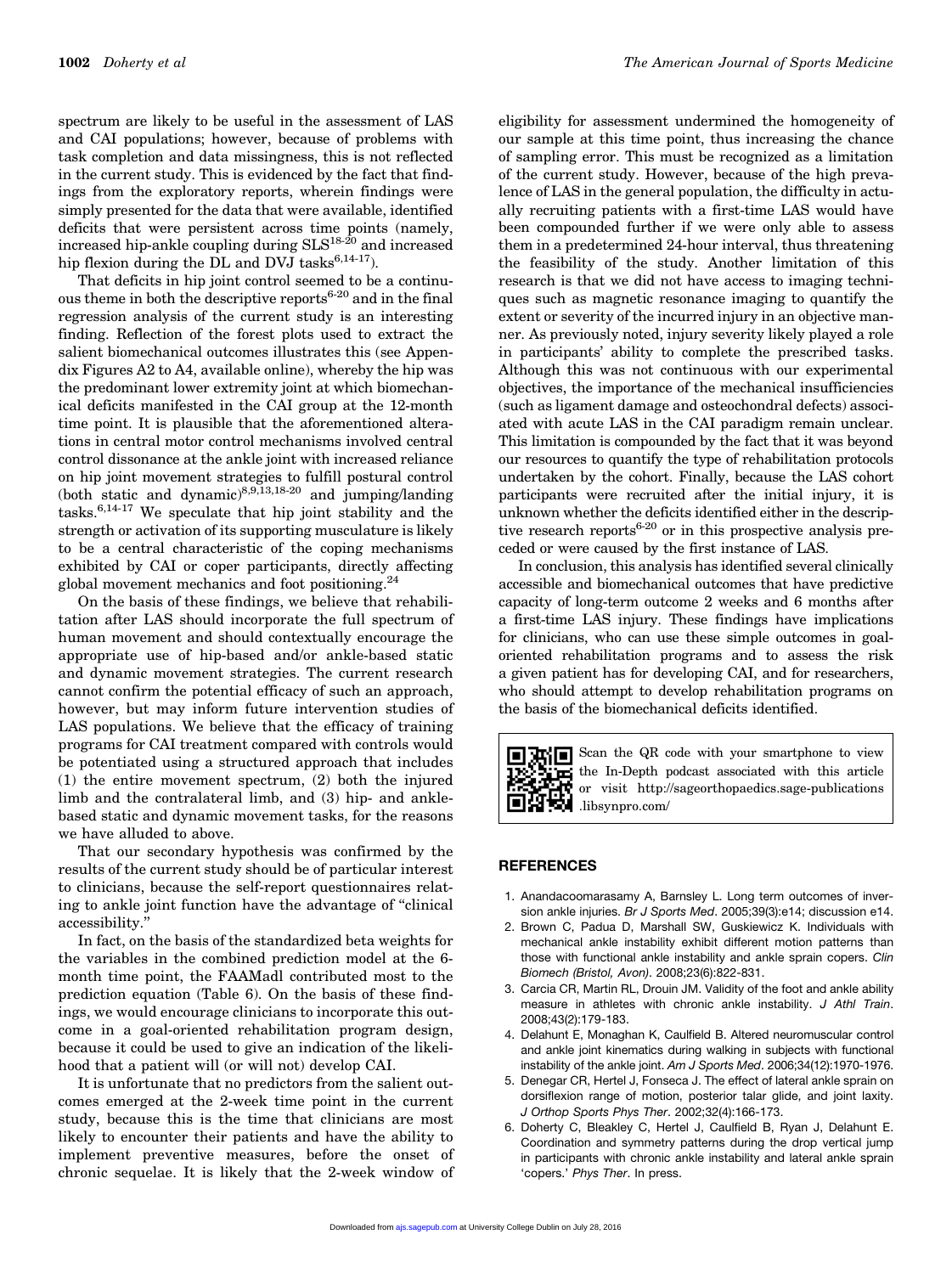spectrum are likely to be useful in the assessment of LAS and CAI populations; however, because of problems with task completion and data missingness, this is not reflected in the current study. This is evidenced by the fact that findings from the exploratory reports, wherein findings were simply presented for the data that were available, identified deficits that were persistent across time points (namely, increased hip-ankle coupling during SLS[18-20] and increased hip flexion during the DL and DVJ tasks[6,14-17]).

That deficits in hip joint control seemed to be a continuous theme in both the descriptive reports[6-20] and in the final regression analysis of the current study is an interesting finding. Reflection of the forest plots used to extract the salient biomechanical outcomes illustrates this (see Appendix Figures A2 to A4, available online), whereby the hip was the predominant lower extremity joint at which biomechanical deficits manifested in the CAI group at the 12-month time point. It is plausible that the aforementioned alterations in central motor control mechanisms involved central control dissonance at the ankle joint with increased reliance on hip joint movement strategies to fulfill postural control (both static and dynamic)[8,9,13,18-20] and jumping/landing tasks.[6,14-17] We speculate that hip joint stability and the strength or activation of its supporting musculature is likely to be a central characteristic of the coping mechanisms exhibited by CAI or coper participants, directly affecting global movement mechanics and foot positioning.[24]

On the basis of these findings, we believe that rehabilitation after LAS should incorporate the full spectrum of human movement and should contextually encourage the appropriate use of hip-based and/or ankle-based static and dynamic movement strategies. The current research cannot confirm the potential efficacy of such an approach, however, but may inform future intervention studies of LAS populations. We believe that the efficacy of training programs for CAI treatment compared with controls would be potentiated using a structured approach that includes (1) the entire movement spectrum, (2) both the injured limb and the contralateral limb, and (3) hip- and ankle-based static and dynamic movement tasks, for the reasons we have alluded to above.

That our secondary hypothesis was confirmed by the results of the current study should be of particular interest to clinicians, because the self-report questionnaires relating to ankle joint function have the advantage of "clinical accessibility."

In fact, on the basis of the standardized beta weights for the variables in the combined prediction model at the 6-month time point, the FAAMadl contributed most to the prediction equation (Table 6). On the basis of these findings, we would encourage clinicians to incorporate this outcome in a goal-oriented rehabilitation program design, because it could be used to give an indication of the likelihood that a patient will (or will not) develop CAI.

It is unfortunate that no predictors from the salient outcomes emerged at the 2-week time point in the current study, because this is the time that clinicians are most likely to encounter their patients and have the ability to implement preventive measures, before the onset of chronic sequelae. It is likely that the 2-week window of eligibility for assessment undermined the homogeneity of our sample at this time point, thus increasing the chance of sampling error. This must be recognized as a limitation of the current study. However, because of the high prevalence of LAS in the general population, the difficulty in actually recruiting patients with a first-time LAS would have been compounded further if we were only able to assess them in a predetermined 24-hour interval, thus threatening the feasibility of the study. Another limitation of this research is that we did not have access to imaging techniques such as magnetic resonance imaging to quantify the extent or severity of the incurred injury in an objective manner. As previously noted, injury severity likely played a role in participants' ability to complete the prescribed tasks. Although this was not continuous with our experimental objectives, the importance of the mechanical insufficiencies (such as ligament damage and osteochondral defects) associated with acute LAS in the CAI paradigm remain unclear. This limitation is compounded by the fact that it was beyond our resources to quantify the type of rehabilitation protocols undertaken by the cohort. Finally, because the LAS cohort participants were recruited after the initial injury, it is unknown whether the deficits identified either in the descriptive research reports[6-20] or in this prospective analysis preceded or were caused by the first instance of LAS.

In conclusion, this analysis has identified several clinically accessible and biomechanical outcomes that have predictive capacity of long-term outcome 2 weeks and 6 months after a first-time LAS injury. These findings have implications for clinicians, who can use these simple outcomes in goal-oriented rehabilitation programs and to assess the risk a given patient has for developing CAI, and for researchers, who should attempt to develop rehabilitation programs on the basis of the biomechanical deficits identified.

Scan the QR code with your smartphone to view the In-Depth podcast associated with this article or visit http://sageorthopaedics.sage-publications.libsynpro.com/

## REFERENCES

1. Anandacoomarasamy A, Barnsley L. Long term outcomes of inversion ankle injuries. *Br J Sports Med*. 2005;39(3):e14; discussion e14.
2. Brown C, Padua D, Marshall SW, Guskiewicz K. Individuals with mechanical ankle instability exhibit different motion patterns than those with functional ankle instability and ankle sprain copers. *Clin Biomech (Bristol, Avon)*. 2008;23(6):822-831.
3. Carcia CR, Martin RL, Drouin JM. Validity of the foot and ankle ability measure in athletes with chronic ankle instability. *J Athl Train*. 2008;43(2):179-183.
4. Delahunt E, Monaghan K, Caulfield B. Altered neuromuscular control and ankle joint kinematics during walking in subjects with functional instability of the ankle joint. *Am J Sports Med*. 2006;34(12):1970-1976.
5. Denegar CR, Hertel J, Fonseca J. The effect of lateral ankle sprain on dorsiflexion range of motion, posterior talar glide, and joint laxity. *J Orthop Sports Phys Ther*. 2002;32(4):166-173.
6. Doherty C, Bleakley C, Hertel J, Caulfield B, Ryan J, Delahunt E. Coordination and symmetry patterns during the drop vertical jump in participants with chronic ankle instability and lateral ankle sprain 'copers.' *Phys Ther*. In press.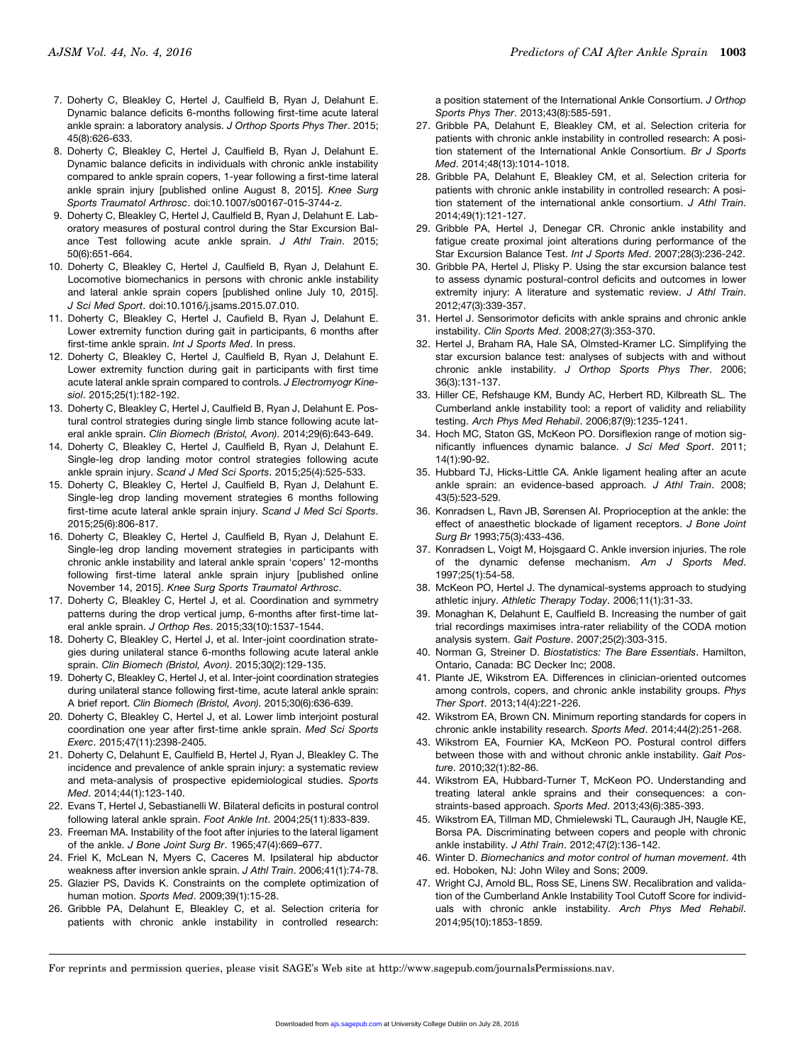7. Doherty C, Bleakley C, Hertel J, Caulfield B, Ryan J, Delahunt E. Dynamic balance deficits 6-months following first-time acute lateral ankle sprain: a laboratory analysis. *J Orthop Sports Phys Ther*. 2015; 45(8):626-633.
8. Doherty C, Bleakley C, Hertel J, Caulfield B, Ryan J, Delahunt E. Dynamic balance deficits in individuals with chronic ankle instability compared to ankle sprain copers, 1-year following a first-time lateral ankle sprain injury [published online August 8, 2015]. *Knee Surg Sports Traumatol Arthrosc*. doi:10.1007/s00167-015-3744-z.
9. Doherty C, Bleakley C, Hertel J, Caulfield B, Ryan J, Delahunt E. Laboratory measures of postural control during the Star Excursion Balance Test following acute ankle sprain. *J Athl Train*. 2015; 50(6):651-664.
10. Doherty C, Bleakley C, Hertel J, Caulfield B, Ryan J, Delahunt E. Locomotive biomechanics in persons with chronic ankle instability and lateral ankle sprain copers [published online July 10, 2015]. *J Sci Med Sport*. doi:10.1016/j.jsams.2015.07.010.
11. Doherty C, Bleakley C, Hertel J, Caufield B, Ryan J, Delahunt E. Lower extremity function during gait in participants, 6 months after first-time ankle sprain. *Int J Sports Med*. In press.
12. Doherty C, Bleakley C, Hertel J, Caulfield B, Ryan J, Delahunt E. Lower extremity function during gait in participants with first time acute lateral ankle sprain compared to controls. *J Electromyogr Kinesiol*. 2015;25(1):182-192.
13. Doherty C, Bleakley C, Hertel J, Caulfield B, Ryan J, Delahunt E. Postural control strategies during single limb stance following acute lateral ankle sprain. *Clin Biomech (Bristol, Avon)*. 2014;29(6):643-649.
14. Doherty C, Bleakley C, Hertel J, Caulfield B, Ryan J, Delahunt E. Single-leg drop landing motor control strategies following acute ankle sprain injury. *Scand J Med Sci Sports*. 2015;25(4):525-533.
15. Doherty C, Bleakley C, Hertel J, Caulfield B, Ryan J, Delahunt E. Single-leg drop landing movement strategies 6 months following first-time acute lateral ankle sprain injury. *Scand J Med Sci Sports*. 2015;25(6):806-817.
16. Doherty C, Bleakley C, Hertel J, Caulfield B, Ryan J, Delahunt E. Single-leg drop landing movement strategies in participants with chronic ankle instability and lateral ankle sprain 'copers' 12-months following first-time lateral ankle sprain injury [published online November 14, 2015]. *Knee Surg Sports Traumatol Arthrosc*.
17. Doherty C, Bleakley C, Hertel J, et al. Coordination and symmetry patterns during the drop vertical jump, 6-months after first-time lateral ankle sprain. *J Orthop Res*. 2015;33(10):1537-1544.
18. Doherty C, Bleakley C, Hertel J, et al. Inter-joint coordination strategies during unilateral stance 6-months following acute lateral ankle sprain. *Clin Biomech (Bristol, Avon)*. 2015;30(2):129-135.
19. Doherty C, Bleakley C, Hertel J, et al. Inter-joint coordination strategies during unilateral stance following first-time, acute lateral ankle sprain: A brief report. *Clin Biomech (Bristol, Avon)*. 2015;30(6):636-639.
20. Doherty C, Bleakley C, Hertel J, et al. Lower limb interjoint postural coordination one year after first-time ankle sprain. *Med Sci Sports Exerc*. 2015;47(11):2398-2405.
21. Doherty C, Delahunt E, Caulfield B, Hertel J, Ryan J, Bleakley C. The incidence and prevalence of ankle sprain injury: a systematic review and meta-analysis of prospective epidemiological studies. *Sports Med*. 2014;44(1):123-140.
22. Evans T, Hertel J, Sebastianelli W. Bilateral deficits in postural control following lateral ankle sprain. *Foot Ankle Int*. 2004;25(11):833-839.
23. Freeman MA. Instability of the foot after injuries to the lateral ligament of the ankle. *J Bone Joint Surg Br*. 1965;47(4):669–677.
24. Friel K, McLean N, Myers C, Caceres M. Ipsilateral hip abductor weakness after inversion ankle sprain. *J Athl Train*. 2006;41(1):74-78.
25. Glazier PS, Davids K. Constraints on the complete optimization of human motion. *Sports Med*. 2009;39(1):15-28.
26. Gribble PA, Delahunt E, Bleakley C, et al. Selection criteria for patients with chronic ankle instability in controlled research: a position statement of the International Ankle Consortium. *J Orthop Sports Phys Ther*. 2013;43(8):585-591.
27. Gribble PA, Delahunt E, Bleakley CM, et al. Selection criteria for patients with chronic ankle instability in controlled research: A position statement of the International Ankle Consortium. *Br J Sports Med*. 2014;48(13):1014-1018.
28. Gribble PA, Delahunt E, Bleakley CM, et al. Selection criteria for patients with chronic ankle instability in controlled research: A position statement of the international ankle consortium. *J Athl Train*. 2014;49(1):121-127.
29. Gribble PA, Hertel J, Denegar CR. Chronic ankle instability and fatigue create proximal joint alterations during performance of the Star Excursion Balance Test. *Int J Sports Med*. 2007;28(3):236-242.
30. Gribble PA, Hertel J, Plisky P. Using the star excursion balance test to assess dynamic postural-control deficits and outcomes in lower extremity injury: A literature and systematic review. *J Athl Train*. 2012;47(3):339-357.
31. Hertel J. Sensorimotor deficits with ankle sprains and chronic ankle instability. *Clin Sports Med*. 2008;27(3):353-370.
32. Hertel J, Braham RA, Hale SA, Olmsted-Kramer LC. Simplifying the star excursion balance test: analyses of subjects with and without chronic ankle instability. *J Orthop Sports Phys Ther*. 2006; 36(3):131-137.
33. Hiller CE, Refshauge KM, Bundy AC, Herbert RD, Kilbreath SL. The Cumberland ankle instability tool: a report of validity and reliability testing. *Arch Phys Med Rehabil*. 2006;87(9):1235-1241.
34. Hoch MC, Staton GS, McKeon PO. Dorsiflexion range of motion significantly influences dynamic balance. *J Sci Med Sport*. 2011; 14(1):90-92.
35. Hubbard TJ, Hicks-Little CA. Ankle ligament healing after an acute ankle sprain: an evidence-based approach. *J Athl Train*. 2008; 43(5):523-529.
36. Konradsen L, Ravn JB, Sørensen AI. Proprioception at the ankle: the effect of anaesthetic blockade of ligament receptors. *J Bone Joint Surg Br* 1993;75(3):433-436.
37. Konradsen L, Voigt M, Hojsgaard C. Ankle inversion injuries. The role of the dynamic defense mechanism. *Am J Sports Med*. 1997;25(1):54-58.
38. McKeon PO, Hertel J. The dynamical-systems approach to studying athletic injury. *Athletic Therapy Today*. 2006;11(1):31-33.
39. Monaghan K, Delahunt E, Caulfield B. Increasing the number of gait trial recordings maximises intra-rater reliability of the CODA motion analysis system. *Gait Posture*. 2007;25(2):303-315.
40. Norman G, Streiner D. *Biostatistics: The Bare Essentials*. Hamilton, Ontario, Canada: BC Decker Inc; 2008.
41. Plante JE, Wikstrom EA. Differences in clinician-oriented outcomes among controls, copers, and chronic ankle instability groups. *Phys Ther Sport*. 2013;14(4):221-226.
42. Wikstrom EA, Brown CN. Minimum reporting standards for copers in chronic ankle instability research. *Sports Med*. 2014;44(2):251-268.
43. Wikstrom EA, Fournier KA, McKeon PO. Postural control differs between those with and without chronic ankle instability. *Gait Posture*. 2010;32(1):82-86.
44. Wikstrom EA, Hubbard-Turner T, McKeon PO. Understanding and treating lateral ankle sprains and their consequences: a constraints-based approach. *Sports Med*. 2013;43(6):385-393.
45. Wikstrom EA, Tillman MD, Chmielewski TL, Cauraugh JH, Naugle KE, Borsa PA. Discriminating between copers and people with chronic ankle instability. *J Athl Train*. 2012;47(2):136-142.
46. Winter D. *Biomechanics and motor control of human movement*. 4th ed. Hoboken, NJ: John Wiley and Sons; 2009.
47. Wright CJ, Arnold BL, Ross SE, Linens SW. Recalibration and validation of the Cumberland Ankle Instability Tool Cutoff Score for individuals with chronic ankle instability. *Arch Phys Med Rehabil*. 2014;95(10):1853-1859.

For reprints and permission queries, please visit SAGE's Web site at http://www.sagepub.com/journalsPermissions.nav.